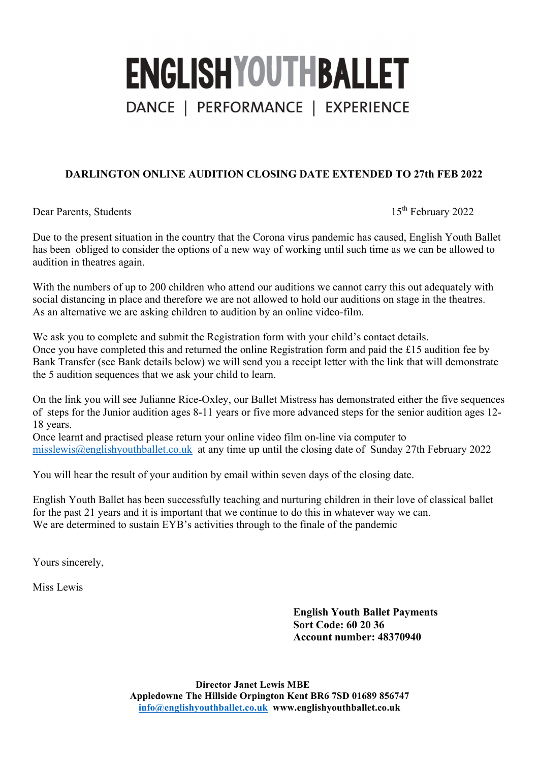# ENGLISH YOUTH BALLET

DANCE | PERFORMANCE | EXPERIENCE

**DARLINGTON ONLINE AUDITION CLOSING DATE EXTENDED TO 27th FEB 2022**

Dear Parents, Students

15th February 2022

Due to the present situation in the country that the Corona virus pandemic has caused, English Youth Ballet has been obliged to consider the options of a new way of working until such time as we can be allowed to audition in theatres again.

With the numbers of up to 200 children who attend our auditions we cannot carry this out adequately with social distancing in place and therefore we are not allowed to hold our auditions on stage in the theatres. As an alternative we are asking children to audition by an online video-film.

We ask you to complete and submit the Registration form with your child's contact details.
Once you have completed this and returned the online Registration form and paid the £15 audition fee by Bank Transfer (see Bank details below) we will send you a receipt letter with the link that will demonstrate the 5 audition sequences that we ask your child to learn.

On the link you will see Julianne Rice-Oxley, our Ballet Mistress has demonstrated either the five sequences of steps for the Junior audition ages 8-11 years or five more advanced steps for the senior audition ages 12-18 years.
Once learnt and practised please return your online video film on-line via computer to misslewis@englishyouthballet.co.uk at any time up until the closing date of Sunday 27th February 2022

You will hear the result of your audition by email within seven days of the closing date.

English Youth Ballet has been successfully teaching and nurturing children in their love of classical ballet for the past 21 years and it is important that we continue to do this in whatever way we can.
We are determined to sustain EYB's activities through to the finale of the pandemic

Yours sincerely,

Miss Lewis

**English Youth Ballet Payments**
**Sort Code: 60 20 36**
**Account number: 48370940**

**Director Janet Lewis MBE**
**Appledowne The Hillside Orpington Kent BR6 7SD 01689 856747**
**info@englishyouthballet.co.uk www.englishyouthballet.co.uk**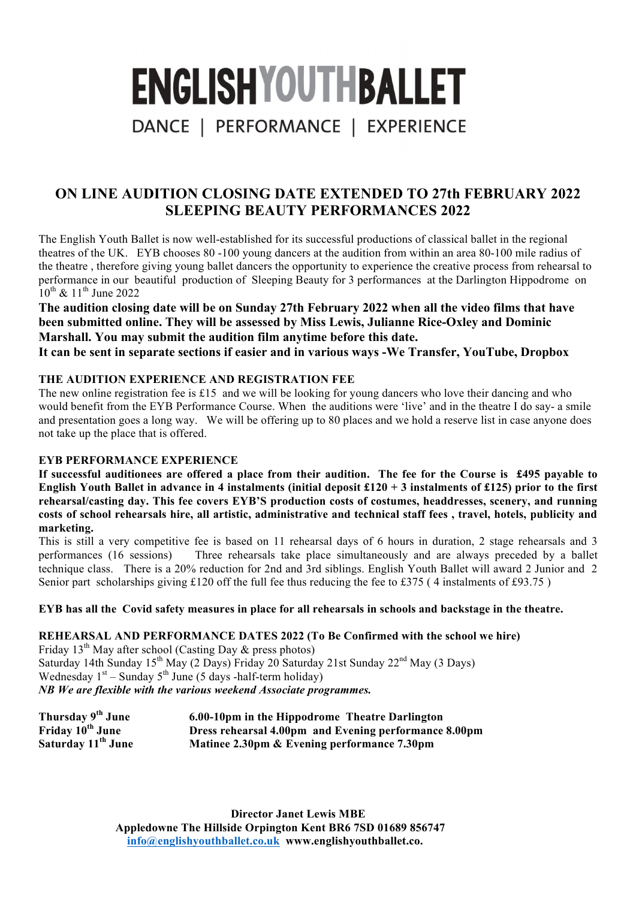# ENGLISH YOUTH BALLET

DANCE | PERFORMANCE | EXPERIENCE

## ON LINE AUDITION CLOSING DATE EXTENDED TO 27th FEBRUARY 2022 SLEEPING BEAUTY PERFORMANCES 2022

The English Youth Ballet is now well-established for its successful productions of classical ballet in the regional theatres of the UK. EYB chooses 80 -100 young dancers at the audition from within an area 80-100 mile radius of the theatre , therefore giving young ballet dancers the opportunity to experience the creative process from rehearsal to performance in our beautiful production of Sleeping Beauty for 3 performances at the Darlington Hippodrome on 10th & 11th June 2022

**The audition closing date will be on Sunday 27th February 2022 when all the video films that have been submitted online. They will be assessed by Miss Lewis, Julianne Rice-Oxley and Dominic Marshall. You may submit the audition film anytime before this date.**

**It can be sent in separate sections if easier and in various ways -We Transfer, YouTube, Dropbox**

### THE AUDITION EXPERIENCE AND REGISTRATION FEE

The new online registration fee is £15 and we will be looking for young dancers who love their dancing and who would benefit from the EYB Performance Course. When the auditions were 'live' and in the theatre I do say- a smile and presentation goes a long way. We will be offering up to 80 places and we hold a reserve list in case anyone does not take up the place that is offered.

### EYB PERFORMANCE EXPERIENCE

**If successful auditionees are offered a place from their audition. The fee for the Course is £495 payable to English Youth Ballet in advance in 4 instalments (initial deposit £120 + 3 instalments of £125) prior to the first rehearsal/casting day. This fee covers EYB'S production costs of costumes, headdresses, scenery, and running costs of school rehearsals hire, all artistic, administrative and technical staff fees , travel, hotels, publicity and marketing.**

This is still a very competitive fee is based on 11 rehearsal days of 6 hours in duration, 2 stage rehearsals and 3 performances (16 sessions) Three rehearsals take place simultaneously and are always preceded by a ballet technique class. There is a 20% reduction for 2nd and 3rd siblings. English Youth Ballet will award 2 Junior and 2 Senior part scholarships giving £120 off the full fee thus reducing the fee to £375 ( 4 instalments of £93.75 )

**EYB has all the Covid safety measures in place for all rehearsals in schools and backstage in the theatre.**

### REHEARSAL AND PERFORMANCE DATES 2022 (To Be Confirmed with the school we hire)

Friday 13th May after school (Casting Day & press photos)
Saturday 14th Sunday 15th May (2 Days) Friday 20 Saturday 21st Sunday 22nd May (3 Days)
Wednesday 1st – Sunday 5th June (5 days -half-term holiday)
*NB We are flexible with the various weekend Associate programmes.*

| | |
|---|---|
| **Thursday 9th June** | **6.00-10pm in the Hippodrome Theatre Darlington** |
| **Friday 10th June** | **Dress rehearsal 4.00pm and Evening performance 8.00pm** |
| **Saturday 11th June** | **Matinee 2.30pm & Evening performance 7.30pm** |

**Director Janet Lewis MBE**
**Appledowne The Hillside Orpington Kent BR6 7SD 01689 856747**
**info@englishyouthballet.co.uk www.englishyouthballet.co.**